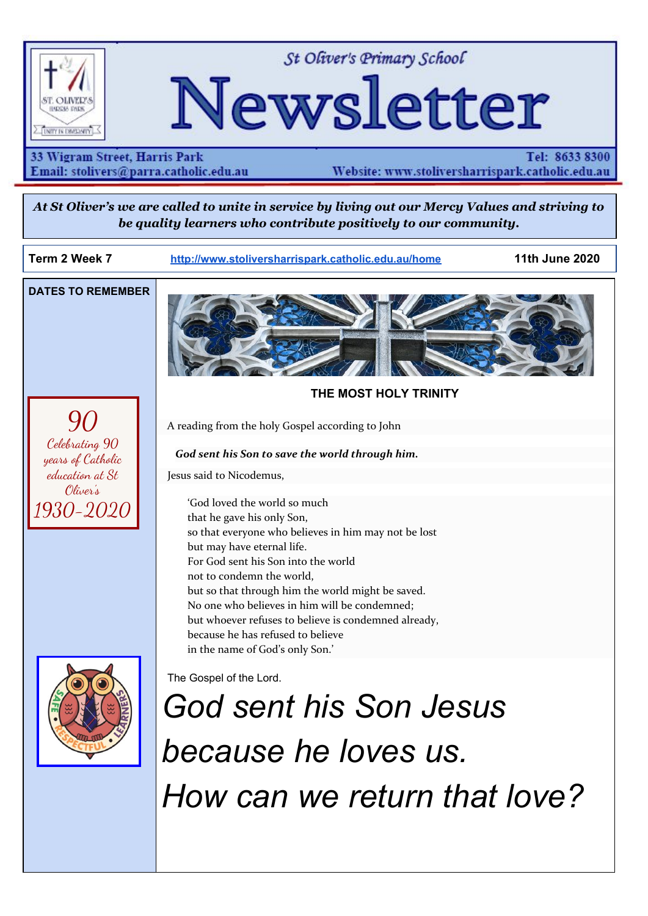St Oliver's Primary School

# Newsletter

33 Wigram Street, Harris Park
Email: stolivers@parra.catholic.edu.au

Tel: 8633 8300
Website: www.stoliversharrispark.catholic.edu.au

***At St Oliver's we are called to unite in service by living out our Mercy Values and striving to be quality learners who contribute positively to our community.***

**Term 2 Week 7** | http://www.stoliversharrispark.catholic.edu.au/home | **11th June 2020**

**DATES TO REMEMBER**

*90*
*Celebrating 90 years of Catholic education at St Oliver's*
*1930-2020*

## THE MOST HOLY TRINITY

A reading from the holy Gospel according to John

***God sent his Son to save the world through him.***

Jesus said to Nicodemus,

> 'God loved the world so much
> that he gave his only Son,
> so that everyone who believes in him may not be lost
> but may have eternal life.
> For God sent his Son into the world
> not to condemn the world,
> but so that through him the world might be saved.
> No one who believes in him will be condemned;
> but whoever refuses to believe is condemned already,
> because he has refused to believe
> in the name of God's only Son.'

The Gospel of the Lord.

*God sent his Son Jesus because he loves us.*
*How can we return that love?*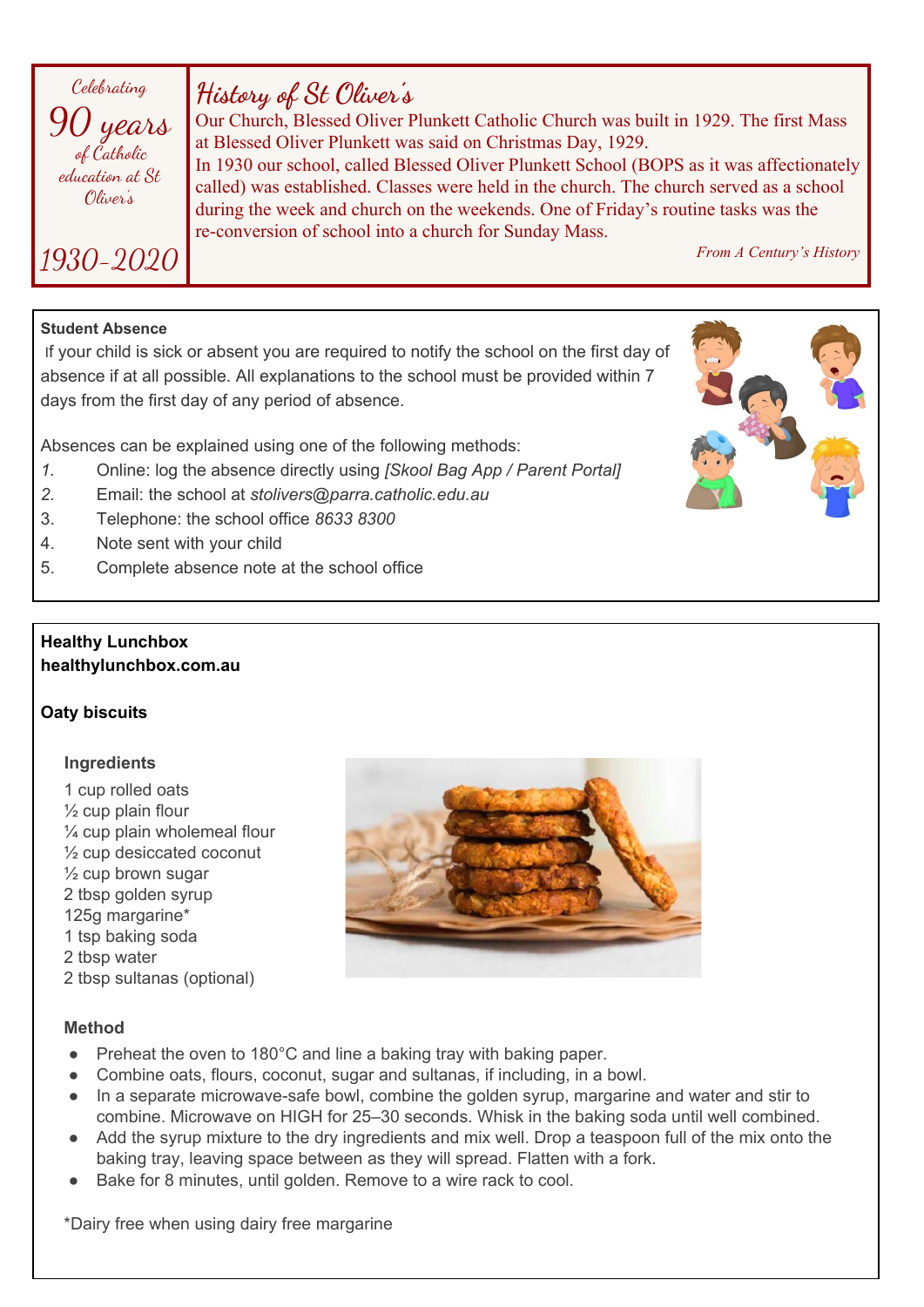Celebrating

90 years

of Catholic education at St Oliver's

1930-2020

## History of St Oliver's

Our Church, Blessed Oliver Plunkett Catholic Church was built in 1929. The first Mass at Blessed Oliver Plunkett was said on Christmas Day, 1929.

In 1930 our school, called Blessed Oliver Plunkett School (BOPS as it was affectionately called) was established. Classes were held in the church. The church served as a school during the week and church on the weekends. One of Friday's routine tasks was the re-conversion of school into a church for Sunday Mass.

*From A Century's History*

**Student Absence**

If your child is sick or absent you are required to notify the school on the first day of absence if at all possible. All explanations to the school must be provided within 7 days from the first day of any period of absence.

Absences can be explained using one of the following methods:

1. Online: log the absence directly using *[Skool Bag App / Parent Portal]*
2. Email: the school at *stolivers@parra.catholic.edu.au*
3. Telephone: the school office *8633 8300*
4. Note sent with your child
5. Complete absence note at the school office

**Healthy Lunchbox**
**healthylunchbox.com.au**

**Oaty biscuits**

**Ingredients**

1 cup rolled oats
½ cup plain flour
¼ cup plain wholemeal flour
½ cup desiccated coconut
½ cup brown sugar
2 tbsp golden syrup
125g margarine*
1 tsp baking soda
2 tbsp water
2 tbsp sultanas (optional)

**Method**

- Preheat the oven to 180°C and line a baking tray with baking paper.
- Combine oats, flours, coconut, sugar and sultanas, if including, in a bowl.
- In a separate microwave-safe bowl, combine the golden syrup, margarine and water and stir to combine. Microwave on HIGH for 25–30 seconds. Whisk in the baking soda until well combined.
- Add the syrup mixture to the dry ingredients and mix well. Drop a teaspoon full of the mix onto the baking tray, leaving space between as they will spread. Flatten with a fork.
- Bake for 8 minutes, until golden. Remove to a wire rack to cool.

*Dairy free when using dairy free margarine